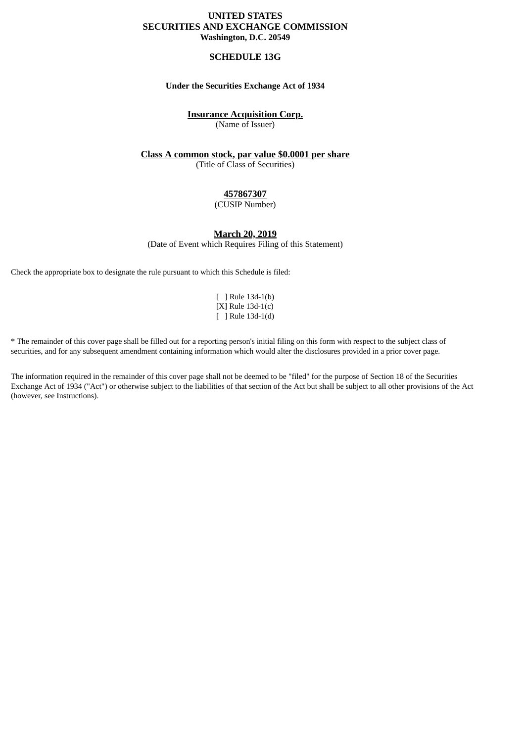**UNITED STATES**
**SECURITIES AND EXCHANGE COMMISSION**
**Washington, D.C. 20549**

# SCHEDULE 13G

**Under the Securities Exchange Act of 1934**

**Insurance Acquisition Corp.**
(Name of Issuer)

**Class A common stock, par value $0.0001 per share**
(Title of Class of Securities)

**457867307**
(CUSIP Number)

**March 20, 2019**
(Date of Event which Requires Filing of this Statement)

Check the appropriate box to designate the rule pursuant to which this Schedule is filed:

[ ] Rule 13d-1(b)
[X] Rule 13d-1(c)
[ ] Rule 13d-1(d)

* The remainder of this cover page shall be filled out for a reporting person's initial filing on this form with respect to the subject class of securities, and for any subsequent amendment containing information which would alter the disclosures provided in a prior cover page.

The information required in the remainder of this cover page shall not be deemed to be "filed" for the purpose of Section 18 of the Securities Exchange Act of 1934 ("Act") or otherwise subject to the liabilities of that section of the Act but shall be subject to all other provisions of the Act (however, see Instructions).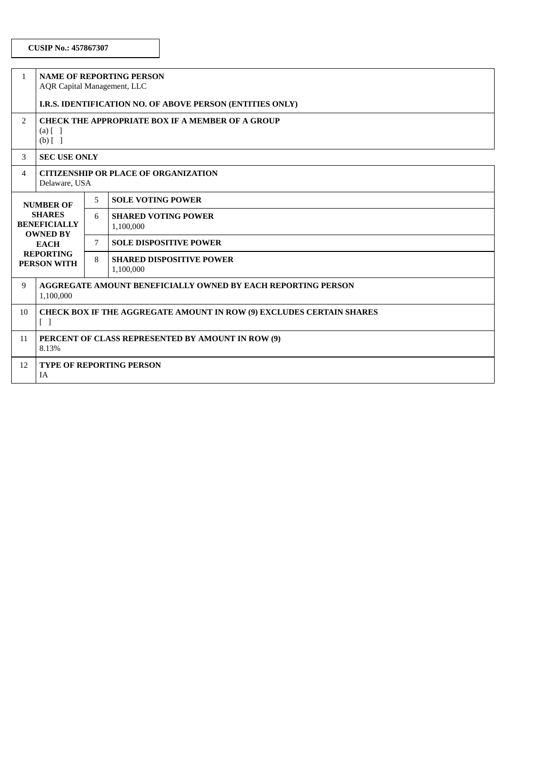**CUSIP No.: 457867307**

| | | | |
|---|---|---|---|
| 1 | **NAME OF REPORTING PERSON**<br>AQR Capital Management, LLC<br><br>**I.R.S. IDENTIFICATION NO. OF ABOVE PERSON (ENTITIES ONLY)** | | |
| 2 | **CHECK THE APPROPRIATE BOX IF A MEMBER OF A GROUP**<br>(a) [ ]<br>(b) [ ] | | |
| 3 | **SEC USE ONLY** | | |
| 4 | **CITIZENSHIP OR PLACE OF ORGANIZATION**<br>Delaware, USA | | |
| **NUMBER OF SHARES BENEFICIALLY OWNED BY EACH REPORTING PERSON WITH** | | 5 | **SOLE VOTING POWER** |
| | | 6 | **SHARED VOTING POWER**<br>1,100,000 |
| | | 7 | **SOLE DISPOSITIVE POWER** |
| | | 8 | **SHARED DISPOSITIVE POWER**<br>1,100,000 |
| 9 | **AGGREGATE AMOUNT BENEFICIALLY OWNED BY EACH REPORTING PERSON**<br>1,100,000 | | |
| 10 | **CHECK BOX IF THE AGGREGATE AMOUNT IN ROW (9) EXCLUDES CERTAIN SHARES**<br>[ ] | | |
| 11 | **PERCENT OF CLASS REPRESENTED BY AMOUNT IN ROW (9)**<br>8.13% | | |
| 12 | **TYPE OF REPORTING PERSON**<br>IA | | |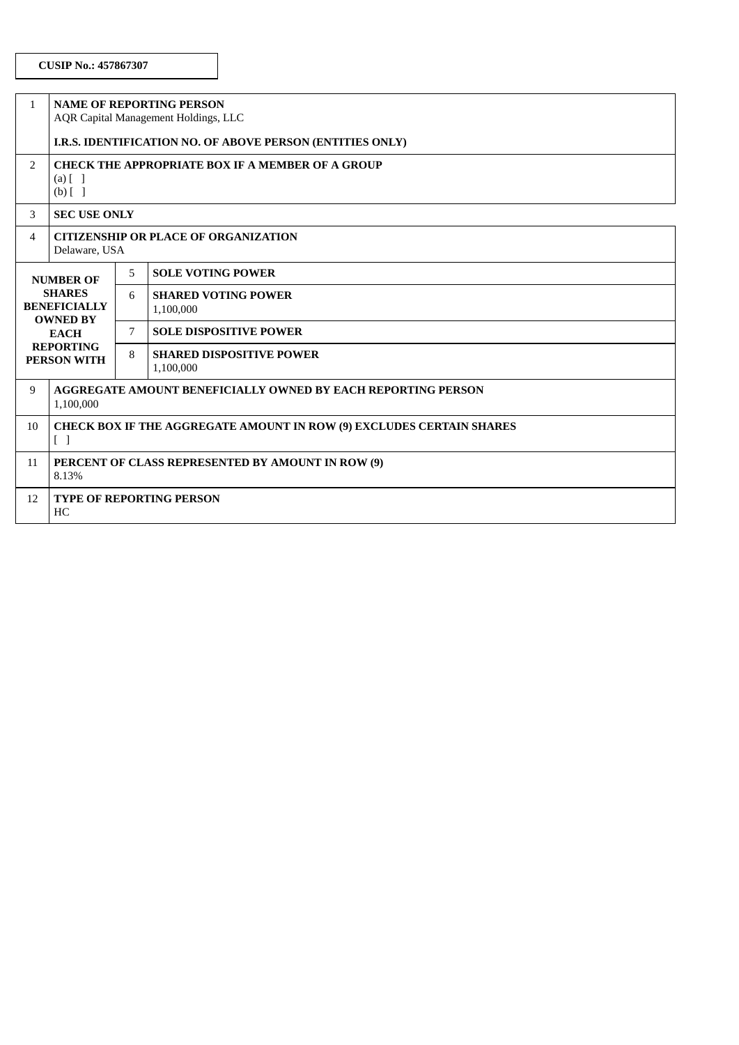**CUSIP No.: 457867307**

| | | | |
|---|---|---|---|
| 1 | **NAME OF REPORTING PERSON**<br>AQR Capital Management Holdings, LLC<br><br>**I.R.S. IDENTIFICATION NO. OF ABOVE PERSON (ENTITIES ONLY)** | | |
| 2 | **CHECK THE APPROPRIATE BOX IF A MEMBER OF A GROUP**<br>(a) [ ]<br>(b) [ ] | | |
| 3 | **SEC USE ONLY** | | |
| 4 | **CITIZENSHIP OR PLACE OF ORGANIZATION**<br>Delaware, USA | | |
| **NUMBER OF SHARES BENEFICIALLY OWNED BY EACH REPORTING PERSON WITH** | | 5 | **SOLE VOTING POWER** |
| | | 6 | **SHARED VOTING POWER**<br>1,100,000 |
| | | 7 | **SOLE DISPOSITIVE POWER** |
| | | 8 | **SHARED DISPOSITIVE POWER**<br>1,100,000 |
| 9 | **AGGREGATE AMOUNT BENEFICIALLY OWNED BY EACH REPORTING PERSON**<br>1,100,000 | | |
| 10 | **CHECK BOX IF THE AGGREGATE AMOUNT IN ROW (9) EXCLUDES CERTAIN SHARES**<br>[ ] | | |
| 11 | **PERCENT OF CLASS REPRESENTED BY AMOUNT IN ROW (9)**<br>8.13% | | |
| 12 | **TYPE OF REPORTING PERSON**<br>HC | | |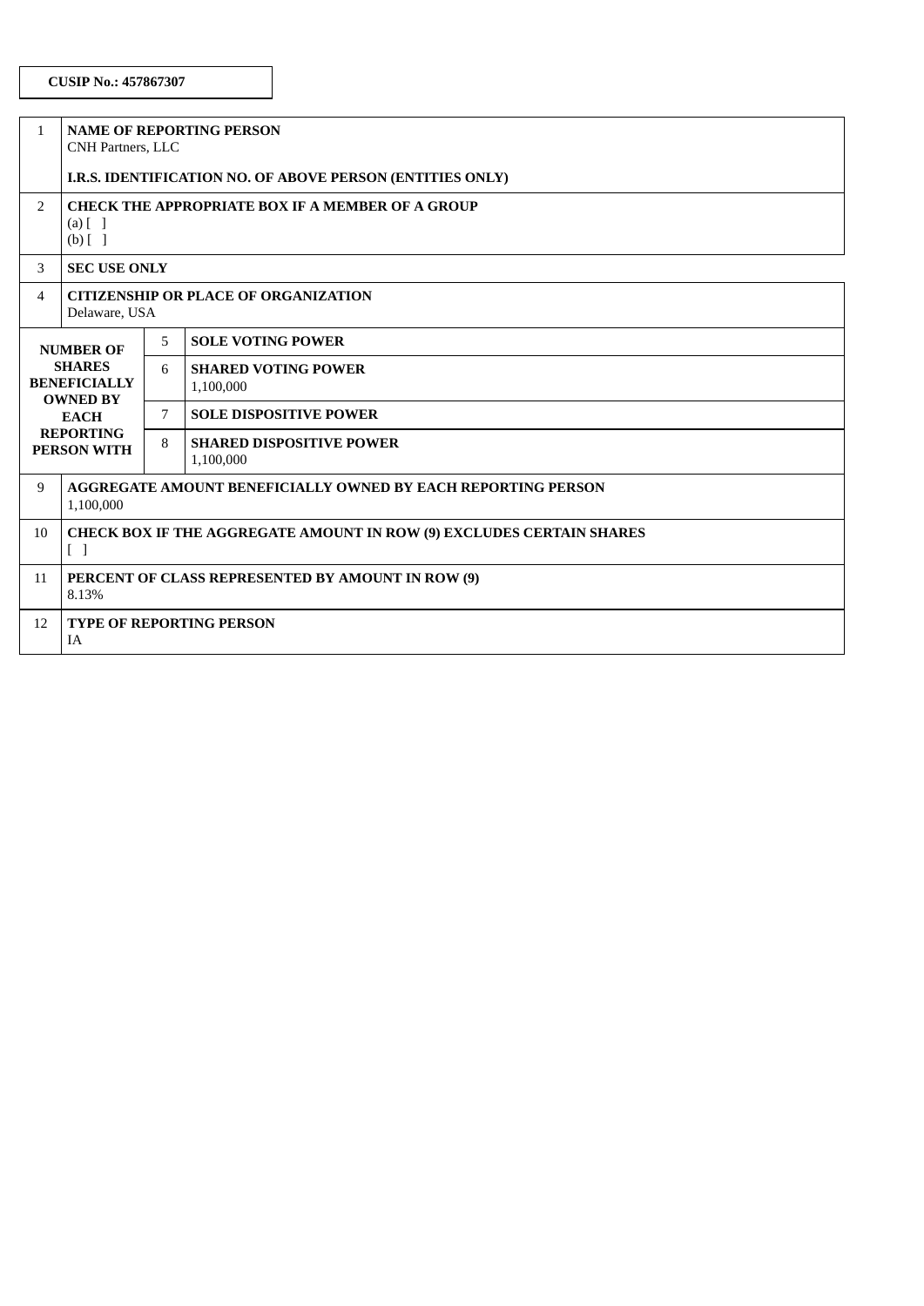**CUSIP No.: 457867307**

| | | | |
|---|---|---|---|
| 1 | **NAME OF REPORTING PERSON**<br>CNH Partners, LLC<br><br>**I.R.S. IDENTIFICATION NO. OF ABOVE PERSON (ENTITIES ONLY)** | | |
| 2 | **CHECK THE APPROPRIATE BOX IF A MEMBER OF A GROUP**<br>(a) [ ]<br>(b) [ ] | | |
| 3 | **SEC USE ONLY** | | |
| 4 | **CITIZENSHIP OR PLACE OF ORGANIZATION**<br>Delaware, USA | | |
| **NUMBER OF SHARES BENEFICIALLY OWNED BY EACH REPORTING PERSON WITH** | | 5 | **SOLE VOTING POWER** |
| | | 6 | **SHARED VOTING POWER**<br>1,100,000 |
| | | 7 | **SOLE DISPOSITIVE POWER** |
| | | 8 | **SHARED DISPOSITIVE POWER**<br>1,100,000 |
| 9 | **AGGREGATE AMOUNT BENEFICIALLY OWNED BY EACH REPORTING PERSON**<br>1,100,000 | | |
| 10 | **CHECK BOX IF THE AGGREGATE AMOUNT IN ROW (9) EXCLUDES CERTAIN SHARES**<br>[ ] | | |
| 11 | **PERCENT OF CLASS REPRESENTED BY AMOUNT IN ROW (9)**<br>8.13% | | |
| 12 | **TYPE OF REPORTING PERSON**<br>IA | | |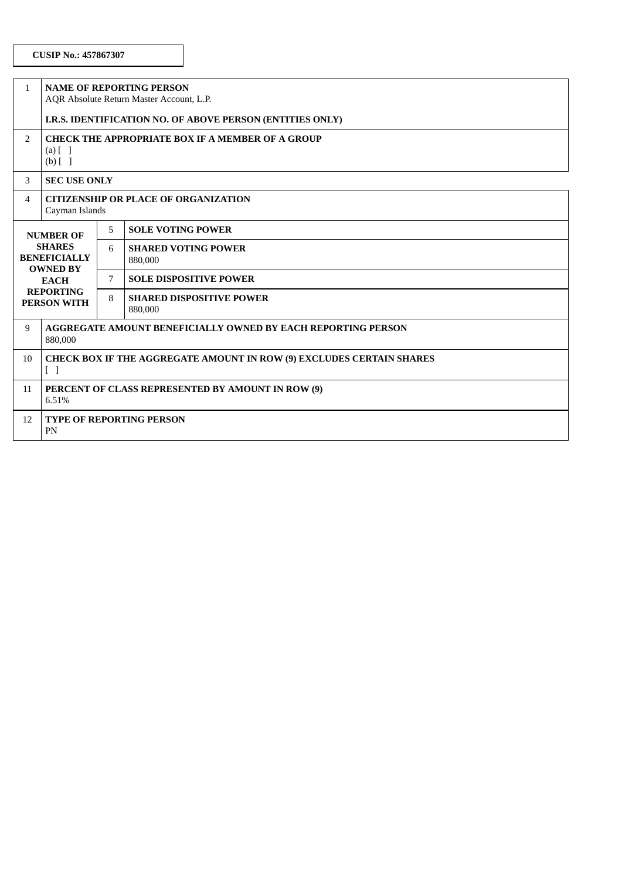**CUSIP No.: 457867307**

| | | | |
|---|---|---|---|
| 1 | **NAME OF REPORTING PERSON**<br>AQR Absolute Return Master Account, L.P.<br><br>**I.R.S. IDENTIFICATION NO. OF ABOVE PERSON (ENTITIES ONLY)** | | |
| 2 | **CHECK THE APPROPRIATE BOX IF A MEMBER OF A GROUP**<br>(a) [ ]<br>(b) [ ] | | |
| 3 | **SEC USE ONLY** | | |
| 4 | **CITIZENSHIP OR PLACE OF ORGANIZATION**<br>Cayman Islands | | |
| **NUMBER OF SHARES BENEFICIALLY OWNED BY EACH REPORTING PERSON WITH** | | 5 | **SOLE VOTING POWER** |
| | | 6 | **SHARED VOTING POWER**<br>880,000 |
| | | 7 | **SOLE DISPOSITIVE POWER** |
| | | 8 | **SHARED DISPOSITIVE POWER**<br>880,000 |
| 9 | **AGGREGATE AMOUNT BENEFICIALLY OWNED BY EACH REPORTING PERSON**<br>880,000 | | |
| 10 | **CHECK BOX IF THE AGGREGATE AMOUNT IN ROW (9) EXCLUDES CERTAIN SHARES**<br>[ ] | | |
| 11 | **PERCENT OF CLASS REPRESENTED BY AMOUNT IN ROW (9)**<br>6.51% | | |
| 12 | **TYPE OF REPORTING PERSON**<br>PN | | |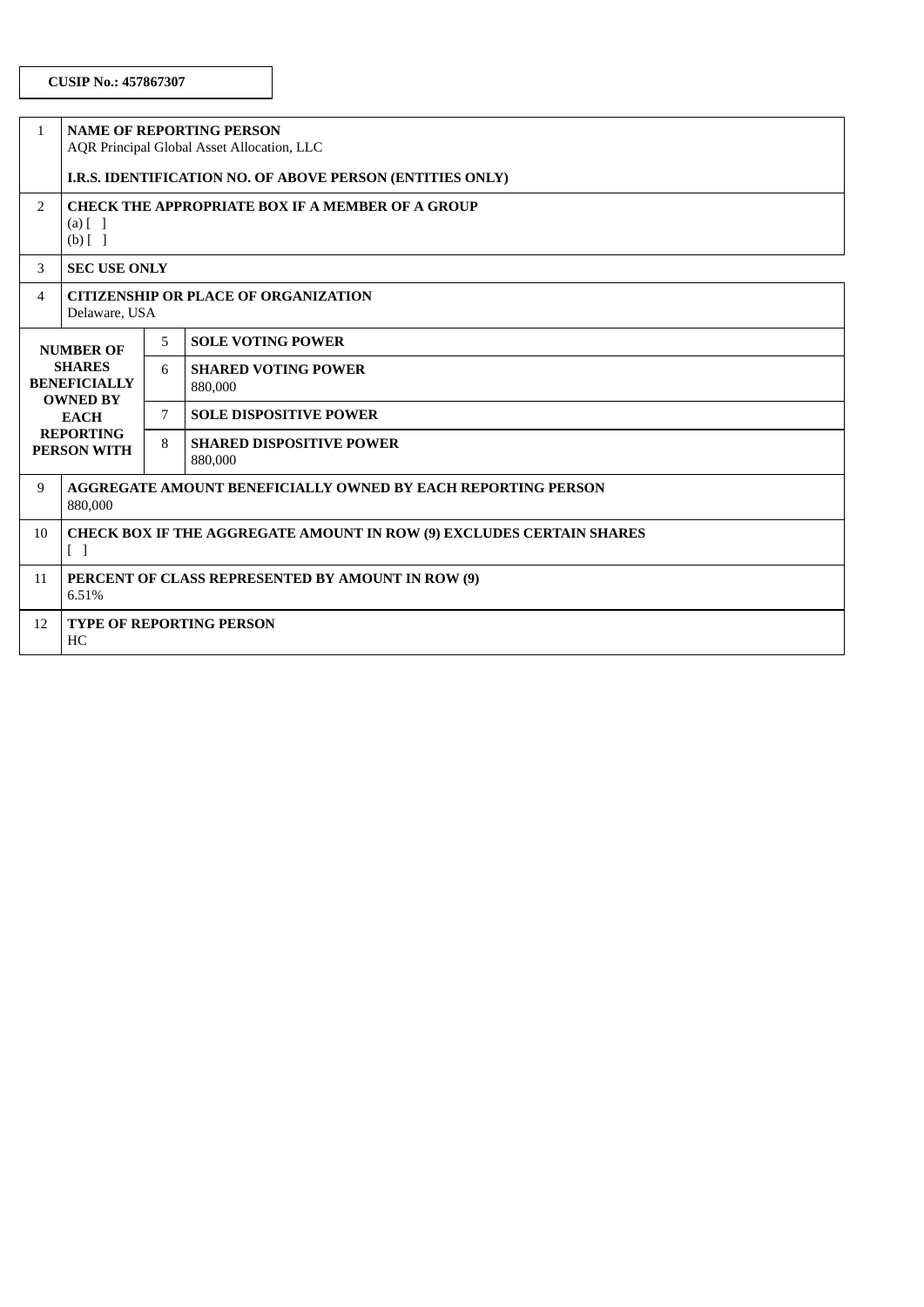**CUSIP No.: 457867307**

| | | | |
|---|---|---|---|
| 1 | **NAME OF REPORTING PERSON**<br>AQR Principal Global Asset Allocation, LLC<br><br>**I.R.S. IDENTIFICATION NO. OF ABOVE PERSON (ENTITIES ONLY)** | | |
| 2 | **CHECK THE APPROPRIATE BOX IF A MEMBER OF A GROUP**<br>(a) [ ]<br>(b) [ ] | | |
| 3 | **SEC USE ONLY** | | |
| 4 | **CITIZENSHIP OR PLACE OF ORGANIZATION**<br>Delaware, USA | | |
| **NUMBER OF SHARES BENEFICIALLY OWNED BY EACH REPORTING PERSON WITH** | 5 | **SOLE VOTING POWER** | |
| | 6 | **SHARED VOTING POWER**<br>880,000 | |
| | 7 | **SOLE DISPOSITIVE POWER** | |
| | 8 | **SHARED DISPOSITIVE POWER**<br>880,000 | |
| 9 | **AGGREGATE AMOUNT BENEFICIALLY OWNED BY EACH REPORTING PERSON**<br>880,000 | | |
| 10 | **CHECK BOX IF THE AGGREGATE AMOUNT IN ROW (9) EXCLUDES CERTAIN SHARES**<br>[ ] | | |
| 11 | **PERCENT OF CLASS REPRESENTED BY AMOUNT IN ROW (9)**<br>6.51% | | |
| 12 | **TYPE OF REPORTING PERSON**<br>HC | | |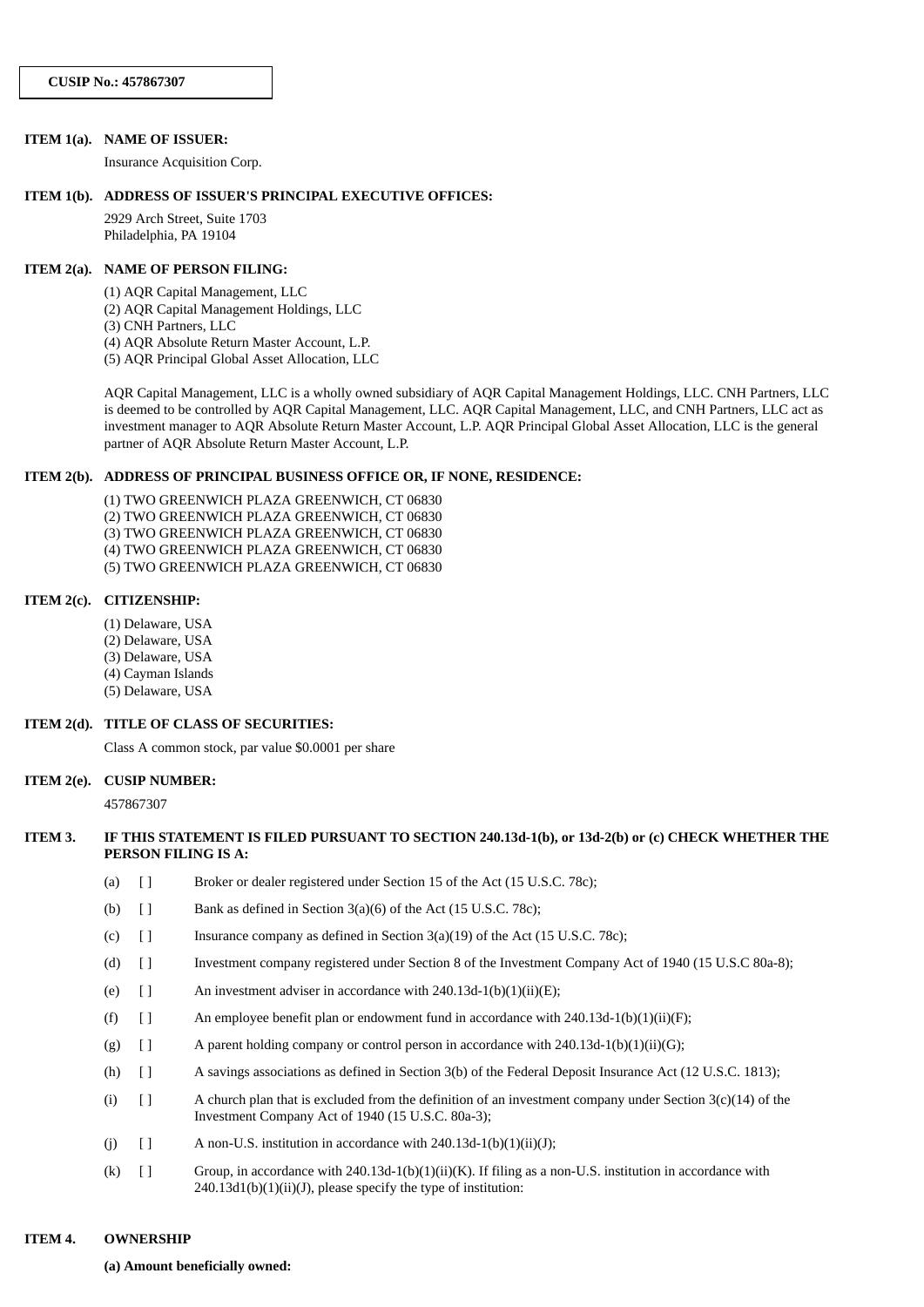**CUSIP No.: 457867307**

**ITEM 1(a). NAME OF ISSUER:**

Insurance Acquisition Corp.

**ITEM 1(b). ADDRESS OF ISSUER'S PRINCIPAL EXECUTIVE OFFICES:**

2929 Arch Street, Suite 1703
Philadelphia, PA 19104

**ITEM 2(a). NAME OF PERSON FILING:**

(1) AQR Capital Management, LLC
(2) AQR Capital Management Holdings, LLC
(3) CNH Partners, LLC
(4) AQR Absolute Return Master Account, L.P.
(5) AQR Principal Global Asset Allocation, LLC

AQR Capital Management, LLC is a wholly owned subsidiary of AQR Capital Management Holdings, LLC. CNH Partners, LLC is deemed to be controlled by AQR Capital Management, LLC. AQR Capital Management, LLC, and CNH Partners, LLC act as investment manager to AQR Absolute Return Master Account, L.P. AQR Principal Global Asset Allocation, LLC is the general partner of AQR Absolute Return Master Account, L.P.

**ITEM 2(b). ADDRESS OF PRINCIPAL BUSINESS OFFICE OR, IF NONE, RESIDENCE:**

(1) TWO GREENWICH PLAZA GREENWICH, CT 06830
(2) TWO GREENWICH PLAZA GREENWICH, CT 06830
(3) TWO GREENWICH PLAZA GREENWICH, CT 06830
(4) TWO GREENWICH PLAZA GREENWICH, CT 06830
(5) TWO GREENWICH PLAZA GREENWICH, CT 06830

**ITEM 2(c). CITIZENSHIP:**

(1) Delaware, USA
(2) Delaware, USA
(3) Delaware, USA
(4) Cayman Islands
(5) Delaware, USA

**ITEM 2(d). TITLE OF CLASS OF SECURITIES:**

Class A common stock, par value $0.0001 per share

**ITEM 2(e). CUSIP NUMBER:**

457867307

**ITEM 3. IF THIS STATEMENT IS FILED PURSUANT TO SECTION 240.13d-1(b), or 13d-2(b) or (c) CHECK WHETHER THE PERSON FILING IS A:**

(a) [ ] Broker or dealer registered under Section 15 of the Act (15 U.S.C. 78c);

(b) [ ] Bank as defined in Section 3(a)(6) of the Act (15 U.S.C. 78c);

(c) [ ] Insurance company as defined in Section 3(a)(19) of the Act (15 U.S.C. 78c);

(d) [ ] Investment company registered under Section 8 of the Investment Company Act of 1940 (15 U.S.C 80a-8);

(e) [ ] An investment adviser in accordance with 240.13d-1(b)(1)(ii)(E);

(f) [ ] An employee benefit plan or endowment fund in accordance with 240.13d-1(b)(1)(ii)(F);

(g) [ ] A parent holding company or control person in accordance with 240.13d-1(b)(1)(ii)(G);

(h) [ ] A savings associations as defined in Section 3(b) of the Federal Deposit Insurance Act (12 U.S.C. 1813);

(i) [ ] A church plan that is excluded from the definition of an investment company under Section 3(c)(14) of the Investment Company Act of 1940 (15 U.S.C. 80a-3);

(j) [ ] A non-U.S. institution in accordance with 240.13d-1(b)(1)(ii)(J);

(k) [ ] Group, in accordance with 240.13d-1(b)(1)(ii)(K). If filing as a non-U.S. institution in accordance with 240.13d1(b)(1)(ii)(J), please specify the type of institution:

**ITEM 4. OWNERSHIP**

**(a) Amount beneficially owned:**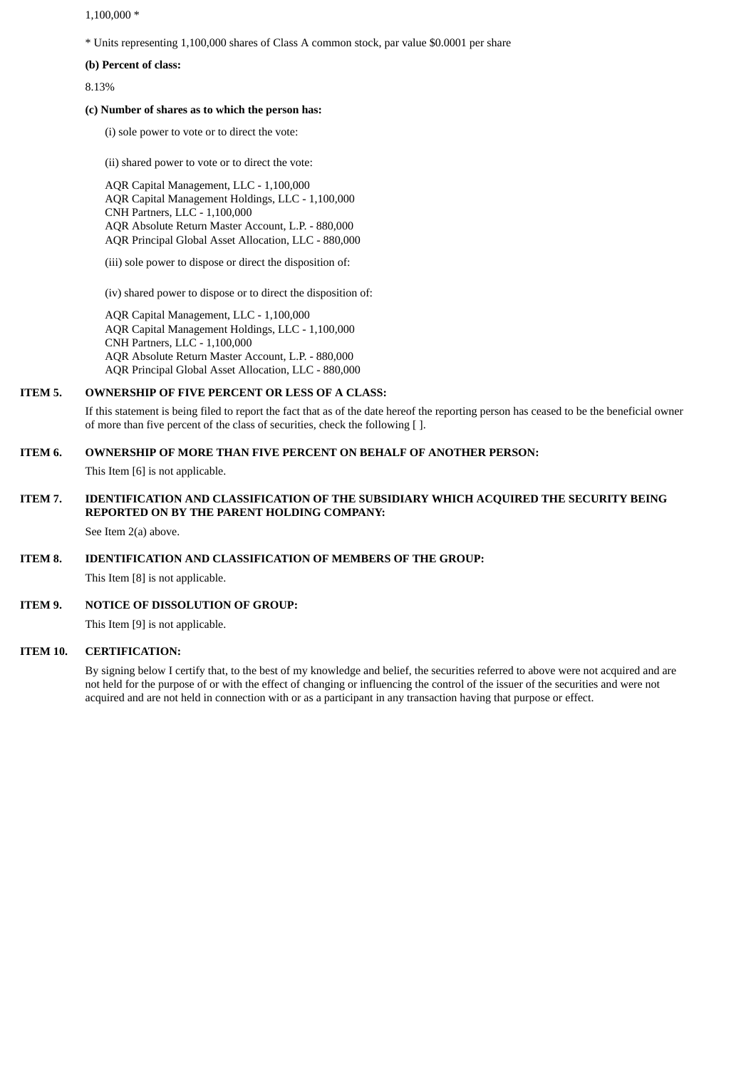1,100,000 *

* Units representing 1,100,000 shares of Class A common stock, par value $0.0001 per share

**(b) Percent of class:**

8.13%

**(c) Number of shares as to which the person has:**

(i) sole power to vote or to direct the vote:

(ii) shared power to vote or to direct the vote:

AQR Capital Management, LLC - 1,100,000
AQR Capital Management Holdings, LLC - 1,100,000
CNH Partners, LLC - 1,100,000
AQR Absolute Return Master Account, L.P. - 880,000
AQR Principal Global Asset Allocation, LLC - 880,000

(iii) sole power to dispose or direct the disposition of:

(iv) shared power to dispose or to direct the disposition of:

AQR Capital Management, LLC - 1,100,000
AQR Capital Management Holdings, LLC - 1,100,000
CNH Partners, LLC - 1,100,000
AQR Absolute Return Master Account, L.P. - 880,000
AQR Principal Global Asset Allocation, LLC - 880,000

**ITEM 5. OWNERSHIP OF FIVE PERCENT OR LESS OF A CLASS:**

If this statement is being filed to report the fact that as of the date hereof the reporting person has ceased to be the beneficial owner of more than five percent of the class of securities, check the following [ ].

**ITEM 6. OWNERSHIP OF MORE THAN FIVE PERCENT ON BEHALF OF ANOTHER PERSON:**

This Item [6] is not applicable.

**ITEM 7. IDENTIFICATION AND CLASSIFICATION OF THE SUBSIDIARY WHICH ACQUIRED THE SECURITY BEING REPORTED ON BY THE PARENT HOLDING COMPANY:**

See Item 2(a) above.

**ITEM 8. IDENTIFICATION AND CLASSIFICATION OF MEMBERS OF THE GROUP:**

This Item [8] is not applicable.

**ITEM 9. NOTICE OF DISSOLUTION OF GROUP:**

This Item [9] is not applicable.

**ITEM 10. CERTIFICATION:**

By signing below I certify that, to the best of my knowledge and belief, the securities referred to above were not acquired and are not held for the purpose of or with the effect of changing or influencing the control of the issuer of the securities and were not acquired and are not held in connection with or as a participant in any transaction having that purpose or effect.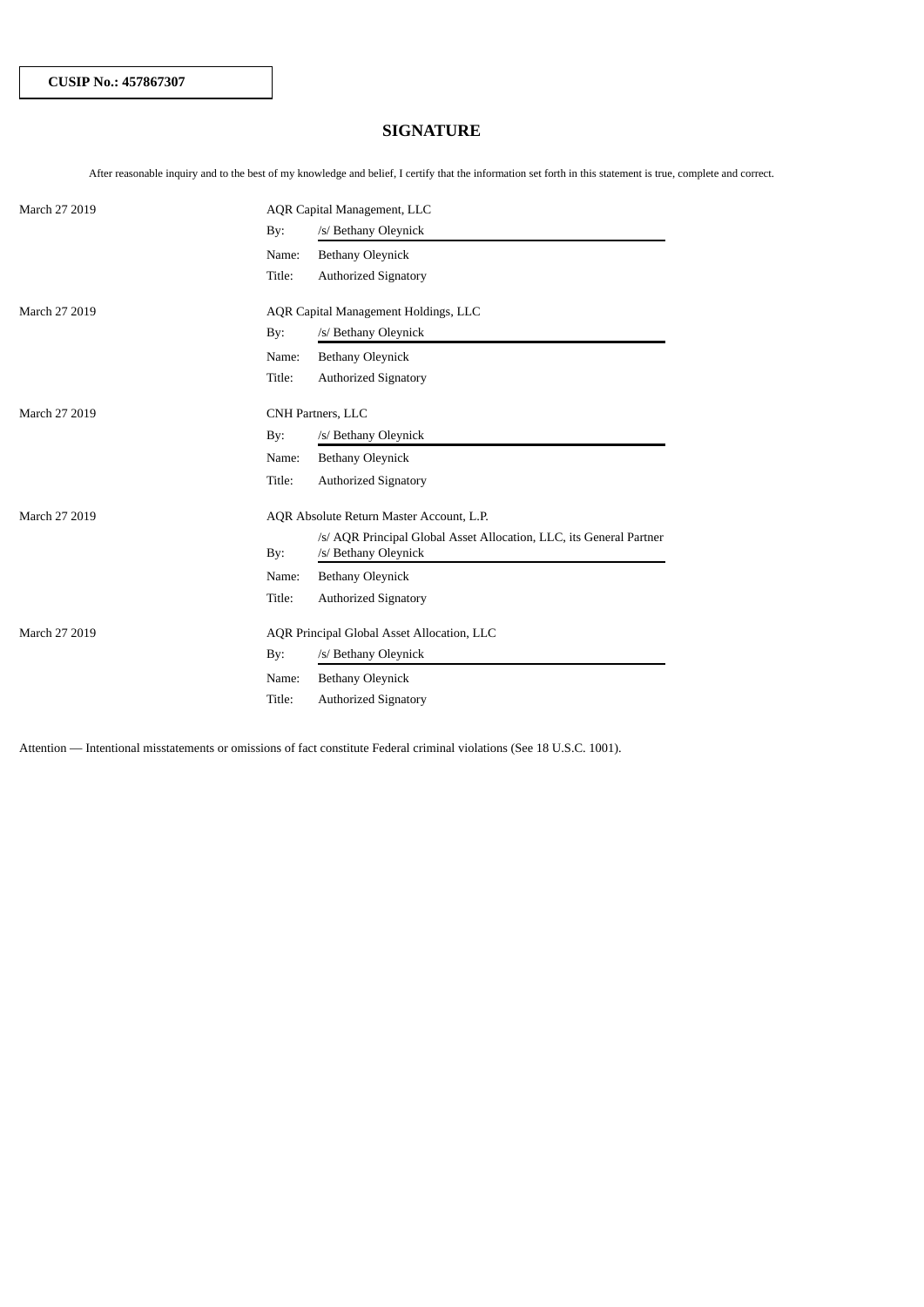**CUSIP No.: 457867307**

## SIGNATURE

After reasonable inquiry and to the best of my knowledge and belief, I certify that the information set forth in this statement is true, complete and correct.

| | | |
|---|---|---|
| March 27 2019 | AQR Capital Management, LLC | |
| | By: | /s/ Bethany Oleynick |
| | Name: | Bethany Oleynick |
| | Title: | Authorized Signatory |
| March 27 2019 | AQR Capital Management Holdings, LLC | |
| | By: | /s/ Bethany Oleynick |
| | Name: | Bethany Oleynick |
| | Title: | Authorized Signatory |
| March 27 2019 | CNH Partners, LLC | |
| | By: | /s/ Bethany Oleynick |
| | Name: | Bethany Oleynick |
| | Title: | Authorized Signatory |
| March 27 2019 | AQR Absolute Return Master Account, L.P. | |
| | By: | /s/ AQR Principal Global Asset Allocation, LLC, its General Partner /s/ Bethany Oleynick |
| | Name: | Bethany Oleynick |
| | Title: | Authorized Signatory |
| March 27 2019 | AQR Principal Global Asset Allocation, LLC | |
| | By: | /s/ Bethany Oleynick |
| | Name: | Bethany Oleynick |
| | Title: | Authorized Signatory |

Attention — Intentional misstatements or omissions of fact constitute Federal criminal violations (See 18 U.S.C. 1001).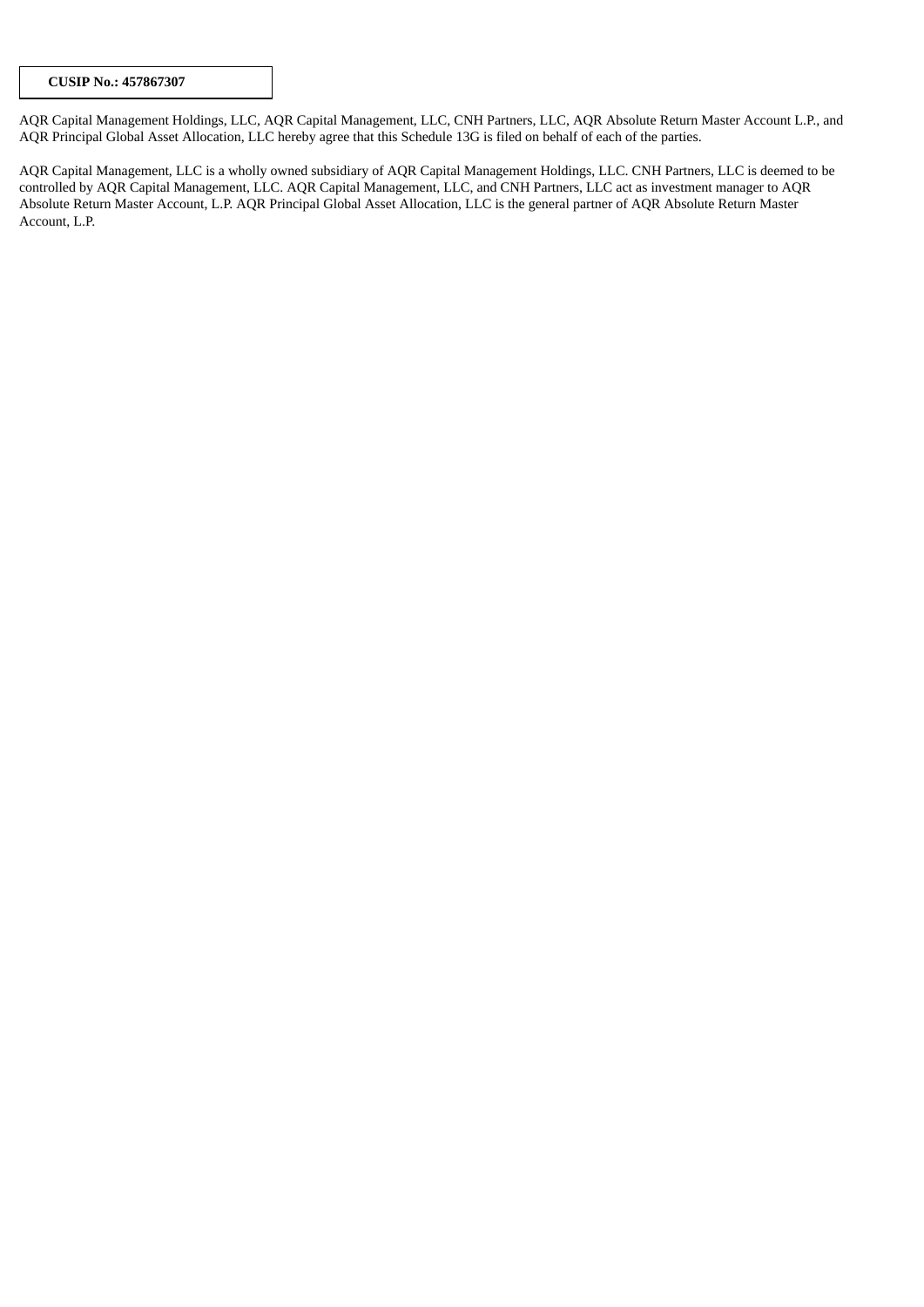**CUSIP No.: 457867307**

AQR Capital Management Holdings, LLC, AQR Capital Management, LLC, CNH Partners, LLC, AQR Absolute Return Master Account L.P., and AQR Principal Global Asset Allocation, LLC hereby agree that this Schedule 13G is filed on behalf of each of the parties.

AQR Capital Management, LLC is a wholly owned subsidiary of AQR Capital Management Holdings, LLC. CNH Partners, LLC is deemed to be controlled by AQR Capital Management, LLC. AQR Capital Management, LLC, and CNH Partners, LLC act as investment manager to AQR Absolute Return Master Account, L.P. AQR Principal Global Asset Allocation, LLC is the general partner of AQR Absolute Return Master Account, L.P.